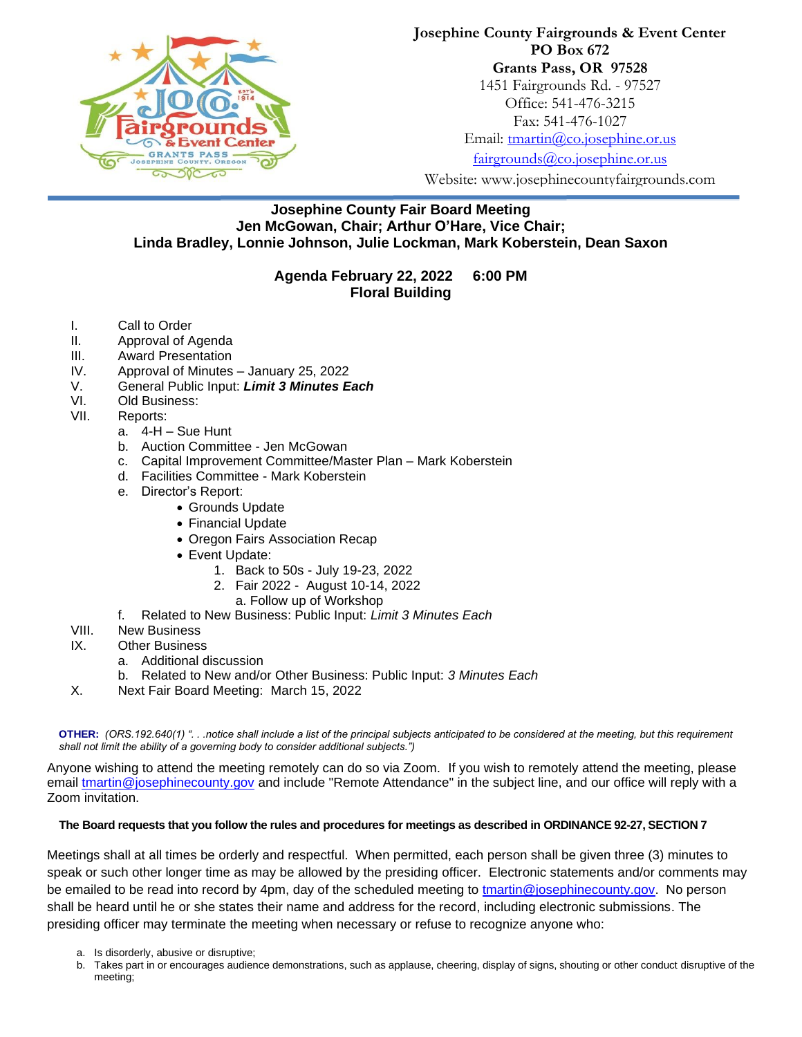**Josephine County Fairgrounds & Event Center**
**PO Box 672**
**Grants Pass, OR 97528**
1451 Fairgrounds Rd. - 97527
Office: 541-476-3215
Fax: 541-476-1027
Email: tmartin@co.josephine.or.us
fairgrounds@co.josephine.or.us
Website: www.josephinecountyfairgrounds.com

## Josephine County Fair Board Meeting
### Jen McGowan, Chair; Arthur O'Hare, Vice Chair; Linda Bradley, Lonnie Johnson, Julie Lockman, Mark Koberstein, Dean Saxon

### Agenda February 22, 2022 6:00 PM
### Floral Building

I. Call to Order
II. Approval of Agenda
III. Award Presentation
IV. Approval of Minutes – January 25, 2022
V. General Public Input: ***Limit 3 Minutes Each***
VI. Old Business:
VII. Reports:
   a. 4-H – Sue Hunt
   b. Auction Committee - Jen McGowan
   c. Capital Improvement Committee/Master Plan – Mark Koberstein
   d. Facilities Committee - Mark Koberstein
   e. Director's Report:
      - Grounds Update
      - Financial Update
      - Oregon Fairs Association Recap
      - Event Update:
         1. Back to 50s - July 19-23, 2022
         2. Fair 2022 - August 10-14, 2022
            a. Follow up of Workshop
   f. Related to New Business: Public Input: *Limit 3 Minutes Each*
VIII. New Business
IX. Other Business
   a. Additional discussion
   b. Related to New and/or Other Business: Public Input: *3 Minutes Each*
X. Next Fair Board Meeting: March 15, 2022

**OTHER:** *(ORS.192.640(1) ". . .notice shall include a list of the principal subjects anticipated to be considered at the meeting, but this requirement shall not limit the ability of a governing body to consider additional subjects.")*

Anyone wishing to attend the meeting remotely can do so via Zoom. If you wish to remotely attend the meeting, please email tmartin@josephinecounty.gov and include "Remote Attendance" in the subject line, and our office will reply with a Zoom invitation.

**The Board requests that you follow the rules and procedures for meetings as described in ORDINANCE 92-27, SECTION 7**

Meetings shall at all times be orderly and respectful. When permitted, each person shall be given three (3) minutes to speak or such other longer time as may be allowed by the presiding officer. Electronic statements and/or comments may be emailed to be read into record by 4pm, day of the scheduled meeting to tmartin@josephinecounty.gov. No person shall be heard until he or she states their name and address for the record, including electronic submissions. The presiding officer may terminate the meeting when necessary or refuse to recognize anyone who:

a. Is disorderly, abusive or disruptive;
b. Takes part in or encourages audience demonstrations, such as applause, cheering, display of signs, shouting or other conduct disruptive of the meeting;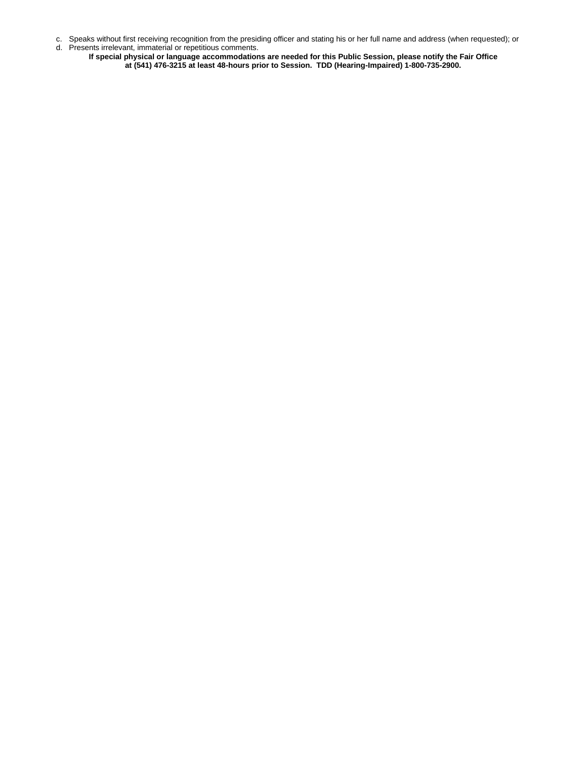c. Speaks without first receiving recognition from the presiding officer and stating his or her full name and address (when requested); or
d. Presents irrelevant, immaterial or repetitious comments.

**If special physical or language accommodations are needed for this Public Session, please notify the Fair Office at (541) 476-3215 at least 48-hours prior to Session. TDD (Hearing-Impaired) 1-800-735-2900.**